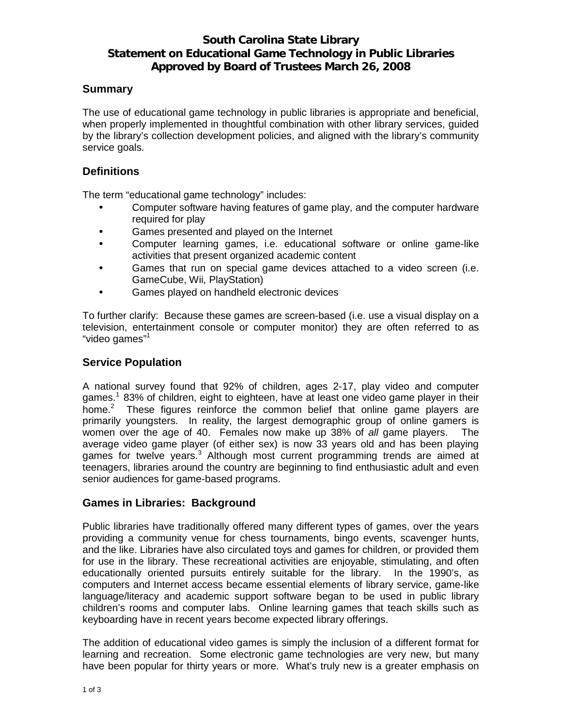# South Carolina State Library
# Statement on Educational Game Technology in Public Libraries
# Approved by Board of Trustees March 26, 2008

## Summary

The use of educational game technology in public libraries is appropriate and beneficial, when properly implemented in thoughtful combination with other library services, guided by the library's collection development policies, and aligned with the library's community service goals.

## Definitions

The term "educational game technology" includes:

- Computer software having features of game play, and the computer hardware required for play
- Games presented and played on the Internet
- Computer learning games, i.e. educational software or online game-like activities that present organized academic content
- Games that run on special game devices attached to a video screen (i.e. GameCube, Wii, PlayStation)
- Games played on handheld electronic devices

To further clarify: Because these games are screen-based (i.e. use a visual display on a television, entertainment console or computer monitor) they are often referred to as "video games"[1]

## Service Population

A national survey found that 92% of children, ages 2-17, play video and computer games.[1] 83% of children, eight to eighteen, have at least one video game player in their home.[2] These figures reinforce the common belief that online game players are primarily youngsters. In reality, the largest demographic group of online gamers is women over the age of 40. Females now make up 38% of *all* game players. The average video game player (of either sex) is now 33 years old and has been playing games for twelve years.[3] Although most current programming trends are aimed at teenagers, libraries around the country are beginning to find enthusiastic adult and even senior audiences for game-based programs.

## Games in Libraries: Background

Public libraries have traditionally offered many different types of games, over the years providing a community venue for chess tournaments, bingo events, scavenger hunts, and the like. Libraries have also circulated toys and games for children, or provided them for use in the library. These recreational activities are enjoyable, stimulating, and often educationally oriented pursuits entirely suitable for the library. In the 1990's, as computers and Internet access became essential elements of library service, game-like language/literacy and academic support software began to be used in public library children's rooms and computer labs. Online learning games that teach skills such as keyboarding have in recent years become expected library offerings.

The addition of educational video games is simply the inclusion of a different format for learning and recreation. Some electronic game technologies are very new, but many have been popular for thirty years or more. What's truly new is a greater emphasis on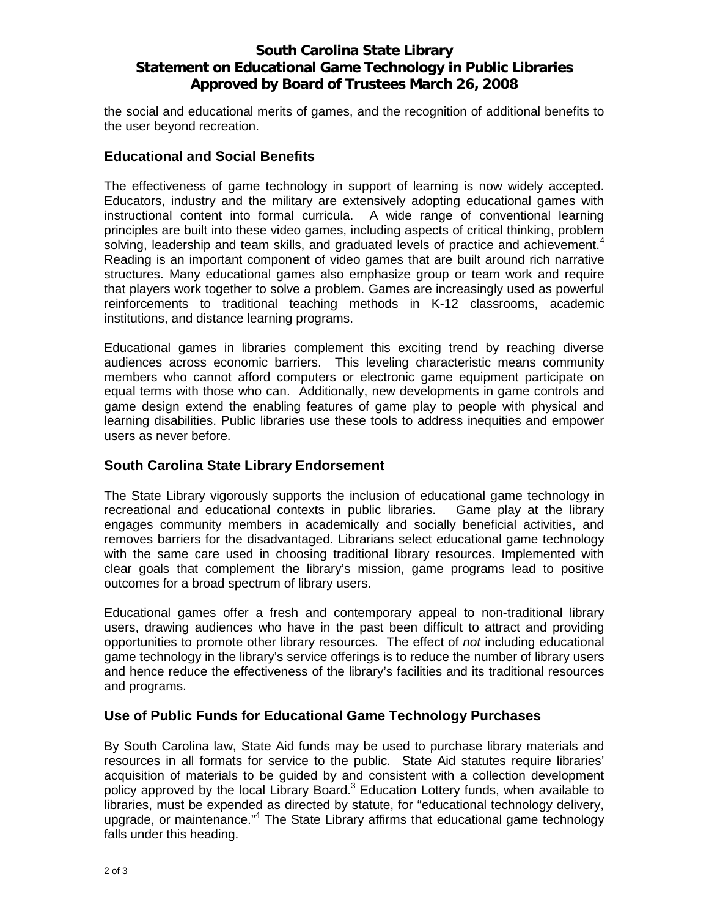the social and educational merits of games, and the recognition of additional benefits to the user beyond recreation.

## Educational and Social Benefits

The effectiveness of game technology in support of learning is now widely accepted. Educators, industry and the military are extensively adopting educational games with instructional content into formal curricula. A wide range of conventional learning principles are built into these video games, including aspects of critical thinking, problem solving, leadership and team skills, and graduated levels of practice and achievement.[4] Reading is an important component of video games that are built around rich narrative structures. Many educational games also emphasize group or team work and require that players work together to solve a problem. Games are increasingly used as powerful reinforcements to traditional teaching methods in K-12 classrooms, academic institutions, and distance learning programs.

Educational games in libraries complement this exciting trend by reaching diverse audiences across economic barriers. This leveling characteristic means community members who cannot afford computers or electronic game equipment participate on equal terms with those who can. Additionally, new developments in game controls and game design extend the enabling features of game play to people with physical and learning disabilities. Public libraries use these tools to address inequities and empower users as never before.

## South Carolina State Library Endorsement

The State Library vigorously supports the inclusion of educational game technology in recreational and educational contexts in public libraries. Game play at the library engages community members in academically and socially beneficial activities, and removes barriers for the disadvantaged. Librarians select educational game technology with the same care used in choosing traditional library resources. Implemented with clear goals that complement the library's mission, game programs lead to positive outcomes for a broad spectrum of library users.

Educational games offer a fresh and contemporary appeal to non-traditional library users, drawing audiences who have in the past been difficult to attract and providing opportunities to promote other library resources. The effect of *not* including educational game technology in the library's service offerings is to reduce the number of library users and hence reduce the effectiveness of the library's facilities and its traditional resources and programs.

## Use of Public Funds for Educational Game Technology Purchases

By South Carolina law, State Aid funds may be used to purchase library materials and resources in all formats for service to the public. State Aid statutes require libraries' acquisition of materials to be guided by and consistent with a collection development policy approved by the local Library Board.[3] Education Lottery funds, when available to libraries, must be expended as directed by statute, for "educational technology delivery, upgrade, or maintenance."[4] The State Library affirms that educational game technology falls under this heading.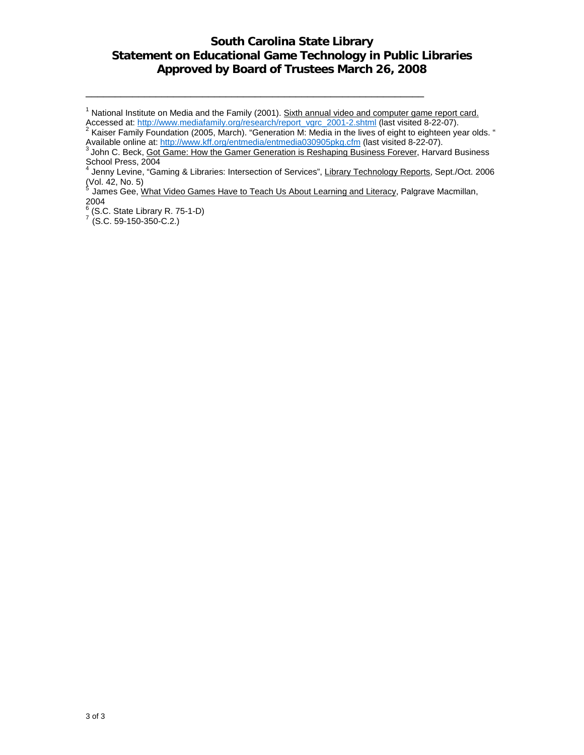# South Carolina State Library
# Statement on Educational Game Technology in Public Libraries
# Approved by Board of Trustees March 26, 2008

---

[1] National Institute on Media and the Family (2001). Sixth annual video and computer game report card. Accessed at: http://www.mediafamily.org/research/report_vgrc_2001-2.shtml (last visited 8-22-07).

[2] Kaiser Family Foundation (2005, March). "Generation M: Media in the lives of eight to eighteen year olds. " Available online at: http://www.kff.org/entmedia/entmedia030905pkg.cfm (last visited 8-22-07).

[3] John C. Beck, Got Game: How the Gamer Generation is Reshaping Business Forever, Harvard Business School Press, 2004

[4] Jenny Levine, "Gaming & Libraries: Intersection of Services", Library Technology Reports, Sept./Oct. 2006 (Vol. 42, No. 5)

[5] James Gee, What Video Games Have to Teach Us About Learning and Literacy, Palgrave Macmillan, 2004

[6] (S.C. State Library R. 75-1-D)

[7] (S.C. 59-150-350-C.2.)